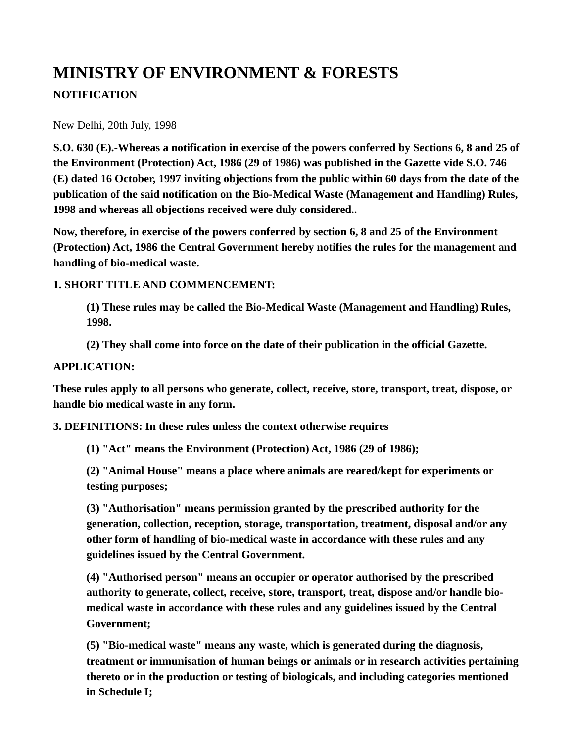# MINISTRY OF ENVIRONMENT & FORESTS

**NOTIFICATION**

New Delhi, 20th July, 1998

**S.O. 630 (E).-Whereas a notification in exercise of the powers conferred by Sections 6, 8 and 25 of the Environment (Protection) Act, 1986 (29 of 1986) was published in the Gazette vide S.O. 746 (E) dated 16 October, 1997 inviting objections from the public within 60 days from the date of the publication of the said notification on the Bio-Medical Waste (Management and Handling) Rules, 1998 and whereas all objections received were duly considered..**

**Now, therefore, in exercise of the powers conferred by section 6, 8 and 25 of the Environment (Protection) Act, 1986 the Central Government hereby notifies the rules for the management and handling of bio-medical waste.**

**1. SHORT TITLE AND COMMENCEMENT:**

> **(1) These rules may be called the Bio-Medical Waste (Management and Handling) Rules, 1998.**
>
> **(2) They shall come into force on the date of their publication in the official Gazette.**

**APPLICATION:**

**These rules apply to all persons who generate, collect, receive, store, transport, treat, dispose, or handle bio medical waste in any form.**

**3. DEFINITIONS: In these rules unless the context otherwise requires**

> **(1) "Act" means the Environment (Protection) Act, 1986 (29 of 1986);**
>
> **(2) "Animal House" means a place where animals are reared/kept for experiments or testing purposes;**
>
> **(3) "Authorisation" means permission granted by the prescribed authority for the generation, collection, reception, storage, transportation, treatment, disposal and/or any other form of handling of bio-medical waste in accordance with these rules and any guidelines issued by the Central Government.**
>
> **(4) "Authorised person" means an occupier or operator authorised by the prescribed authority to generate, collect, receive, store, transport, treat, dispose and/or handle bio-medical waste in accordance with these rules and any guidelines issued by the Central Government;**
>
> **(5) "Bio-medical waste" means any waste, which is generated during the diagnosis, treatment or immunisation of human beings or animals or in research activities pertaining thereto or in the production or testing of biologicals, and including categories mentioned in Schedule I;**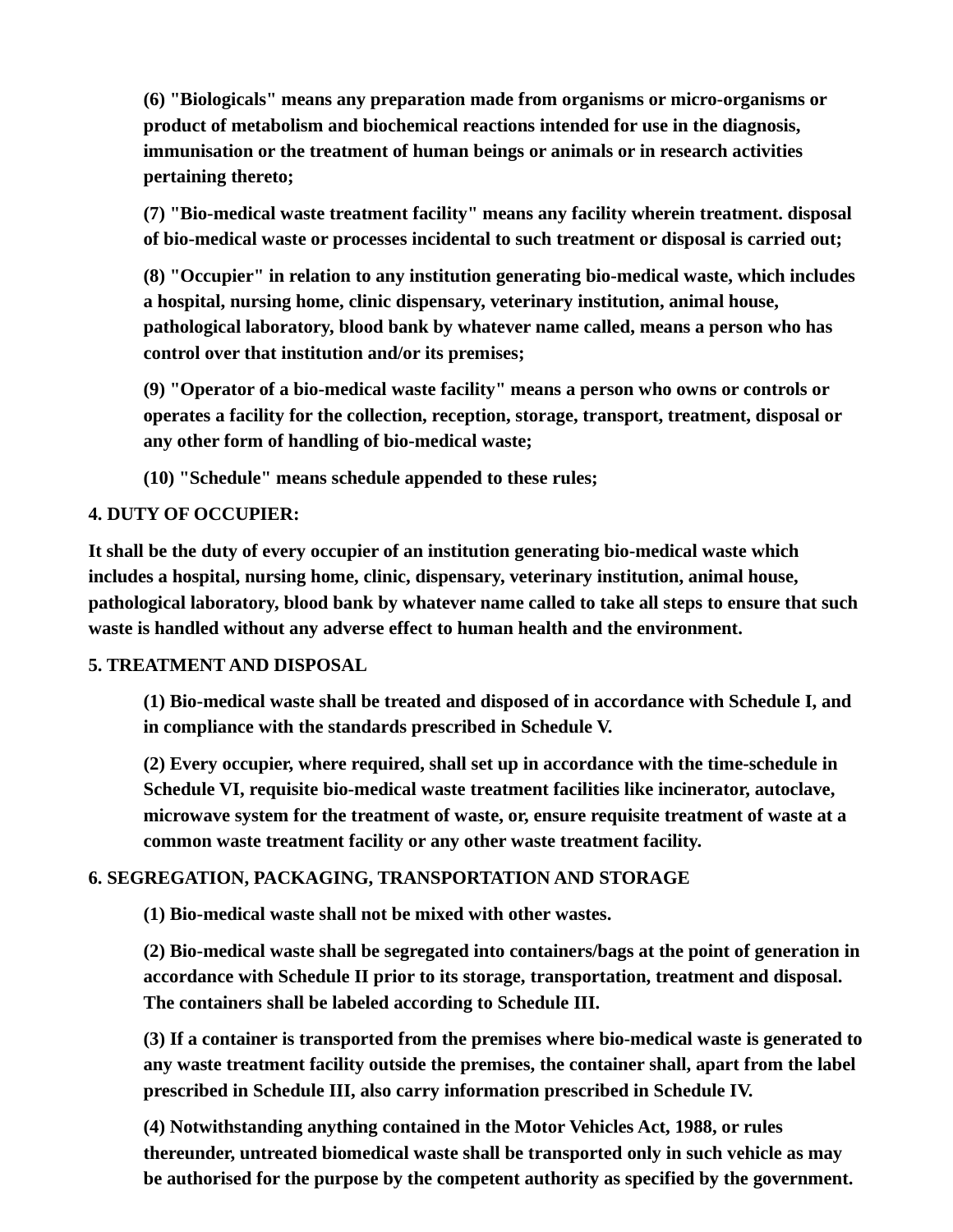**(6) "Biologicals" means any preparation made from organisms or micro-organisms or product of metabolism and biochemical reactions intended for use in the diagnosis, immunisation or the treatment of human beings or animals or in research activities pertaining thereto;**

**(7) "Bio-medical waste treatment facility" means any facility wherein treatment. disposal of bio-medical waste or processes incidental to such treatment or disposal is carried out;**

**(8) "Occupier" in relation to any institution generating bio-medical waste, which includes a hospital, nursing home, clinic dispensary, veterinary institution, animal house, pathological laboratory, blood bank by whatever name called, means a person who has control over that institution and/or its premises;**

**(9) "Operator of a bio-medical waste facility" means a person who owns or controls or operates a facility for the collection, reception, storage, transport, treatment, disposal or any other form of handling of bio-medical waste;**

**(10) "Schedule" means schedule appended to these rules;**

**4. DUTY OF OCCUPIER:**

**It shall be the duty of every occupier of an institution generating bio-medical waste which includes a hospital, nursing home, clinic, dispensary, veterinary institution, animal house, pathological laboratory, blood bank by whatever name called to take all steps to ensure that such waste is handled without any adverse effect to human health and the environment.**

**5. TREATMENT AND DISPOSAL**

**(1) Bio-medical waste shall be treated and disposed of in accordance with Schedule I, and in compliance with the standards prescribed in Schedule V.**

**(2) Every occupier, where required, shall set up in accordance with the time-schedule in Schedule VI, requisite bio-medical waste treatment facilities like incinerator, autoclave, microwave system for the treatment of waste, or, ensure requisite treatment of waste at a common waste treatment facility or any other waste treatment facility.**

**6. SEGREGATION, PACKAGING, TRANSPORTATION AND STORAGE**

**(1) Bio-medical waste shall not be mixed with other wastes.**

**(2) Bio-medical waste shall be segregated into containers/bags at the point of generation in accordance with Schedule II prior to its storage, transportation, treatment and disposal. The containers shall be labeled according to Schedule III.**

**(3) If a container is transported from the premises where bio-medical waste is generated to any waste treatment facility outside the premises, the container shall, apart from the label prescribed in Schedule III, also carry information prescribed in Schedule IV.**

**(4) Notwithstanding anything contained in the Motor Vehicles Act, 1988, or rules thereunder, untreated biomedical waste shall be transported only in such vehicle as may be authorised for the purpose by the competent authority as specified by the government.**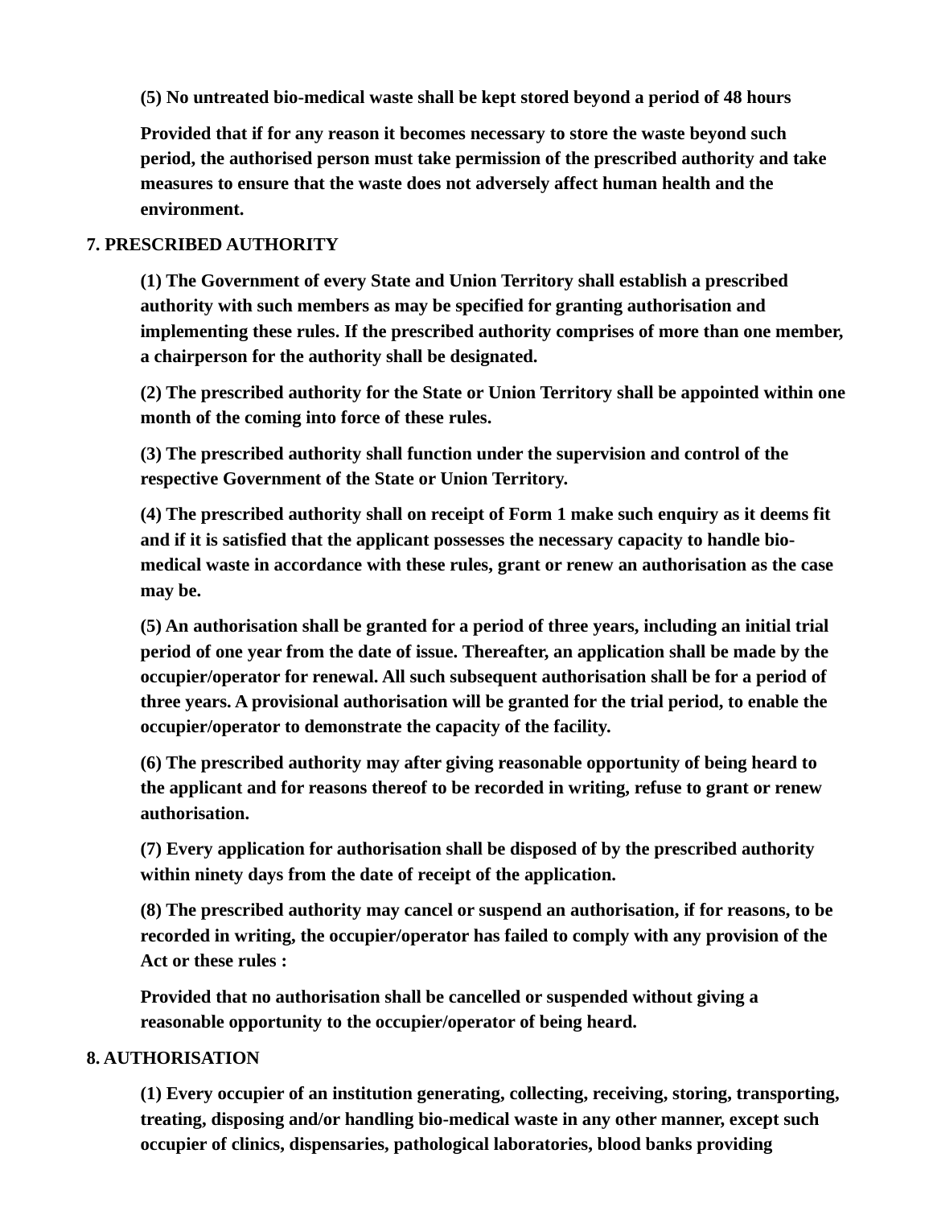**(5) No untreated bio-medical waste shall be kept stored beyond a period of 48 hours**

**Provided that if for any reason it becomes necessary to store the waste beyond such period, the authorised person must take permission of the prescribed authority and take measures to ensure that the waste does not adversely affect human health and the environment.**

## 7. PRESCRIBED AUTHORITY

**(1) The Government of every State and Union Territory shall establish a prescribed authority with such members as may be specified for granting authorisation and implementing these rules. If the prescribed authority comprises of more than one member, a chairperson for the authority shall be designated.**

**(2) The prescribed authority for the State or Union Territory shall be appointed within one month of the coming into force of these rules.**

**(3) The prescribed authority shall function under the supervision and control of the respective Government of the State or Union Territory.**

**(4) The prescribed authority shall on receipt of Form 1 make such enquiry as it deems fit and if it is satisfied that the applicant possesses the necessary capacity to handle bio-medical waste in accordance with these rules, grant or renew an authorisation as the case may be.**

**(5) An authorisation shall be granted for a period of three years, including an initial trial period of one year from the date of issue. Thereafter, an application shall be made by the occupier/operator for renewal. All such subsequent authorisation shall be for a period of three years. A provisional authorisation will be granted for the trial period, to enable the occupier/operator to demonstrate the capacity of the facility.**

**(6) The prescribed authority may after giving reasonable opportunity of being heard to the applicant and for reasons thereof to be recorded in writing, refuse to grant or renew authorisation.**

**(7) Every application for authorisation shall be disposed of by the prescribed authority within ninety days from the date of receipt of the application.**

**(8) The prescribed authority may cancel or suspend an authorisation, if for reasons, to be recorded in writing, the occupier/operator has failed to comply with any provision of the Act or these rules :**

**Provided that no authorisation shall be cancelled or suspended without giving a reasonable opportunity to the occupier/operator of being heard.**

## 8. AUTHORISATION

**(1) Every occupier of an institution generating, collecting, receiving, storing, transporting, treating, disposing and/or handling bio-medical waste in any other manner, except such occupier of clinics, dispensaries, pathological laboratories, blood banks providing**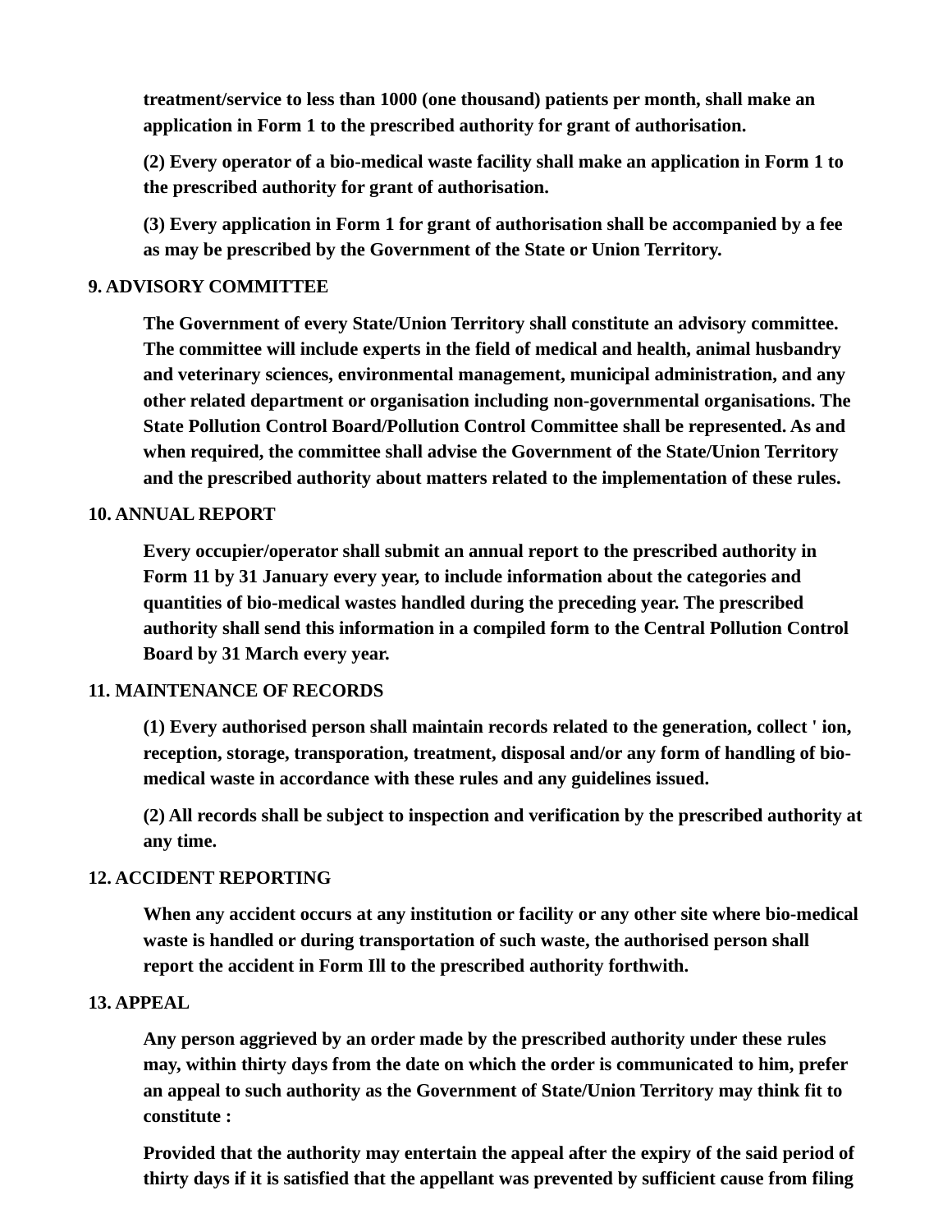**treatment/service to less than 1000 (one thousand) patients per month, shall make an application in Form 1 to the prescribed authority for grant of authorisation.**

**(2) Every operator of a bio-medical waste facility shall make an application in Form 1 to the prescribed authority for grant of authorisation.**

**(3) Every application in Form 1 for grant of authorisation shall be accompanied by a fee as may be prescribed by the Government of the State or Union Territory.**

## 9. ADVISORY COMMITTEE

**The Government of every State/Union Territory shall constitute an advisory committee. The committee will include experts in the field of medical and health, animal husbandry and veterinary sciences, environmental management, municipal administration, and any other related department or organisation including non-governmental organisations. The State Pollution Control Board/Pollution Control Committee shall be represented. As and when required, the committee shall advise the Government of the State/Union Territory and the prescribed authority about matters related to the implementation of these rules.**

## 10. ANNUAL REPORT

**Every occupier/operator shall submit an annual report to the prescribed authority in Form 11 by 31 January every year, to include information about the categories and quantities of bio-medical wastes handled during the preceding year. The prescribed authority shall send this information in a compiled form to the Central Pollution Control Board by 31 March every year.**

## 11. MAINTENANCE OF RECORDS

**(1) Every authorised person shall maintain records related to the generation, collect ' ion, reception, storage, transporation, treatment, disposal and/or any form of handling of bio-medical waste in accordance with these rules and any guidelines issued.**

**(2) All records shall be subject to inspection and verification by the prescribed authority at any time.**

## 12. ACCIDENT REPORTING

**When any accident occurs at any institution or facility or any other site where bio-medical waste is handled or during transportation of such waste, the authorised person shall report the accident in Form Ill to the prescribed authority forthwith.**

## 13. APPEAL

**Any person aggrieved by an order made by the prescribed authority under these rules may, within thirty days from the date on which the order is communicated to him, prefer an appeal to such authority as the Government of State/Union Territory may think fit to constitute :**

**Provided that the authority may entertain the appeal after the expiry of the said period of thirty days if it is satisfied that the appellant was prevented by sufficient cause from filing**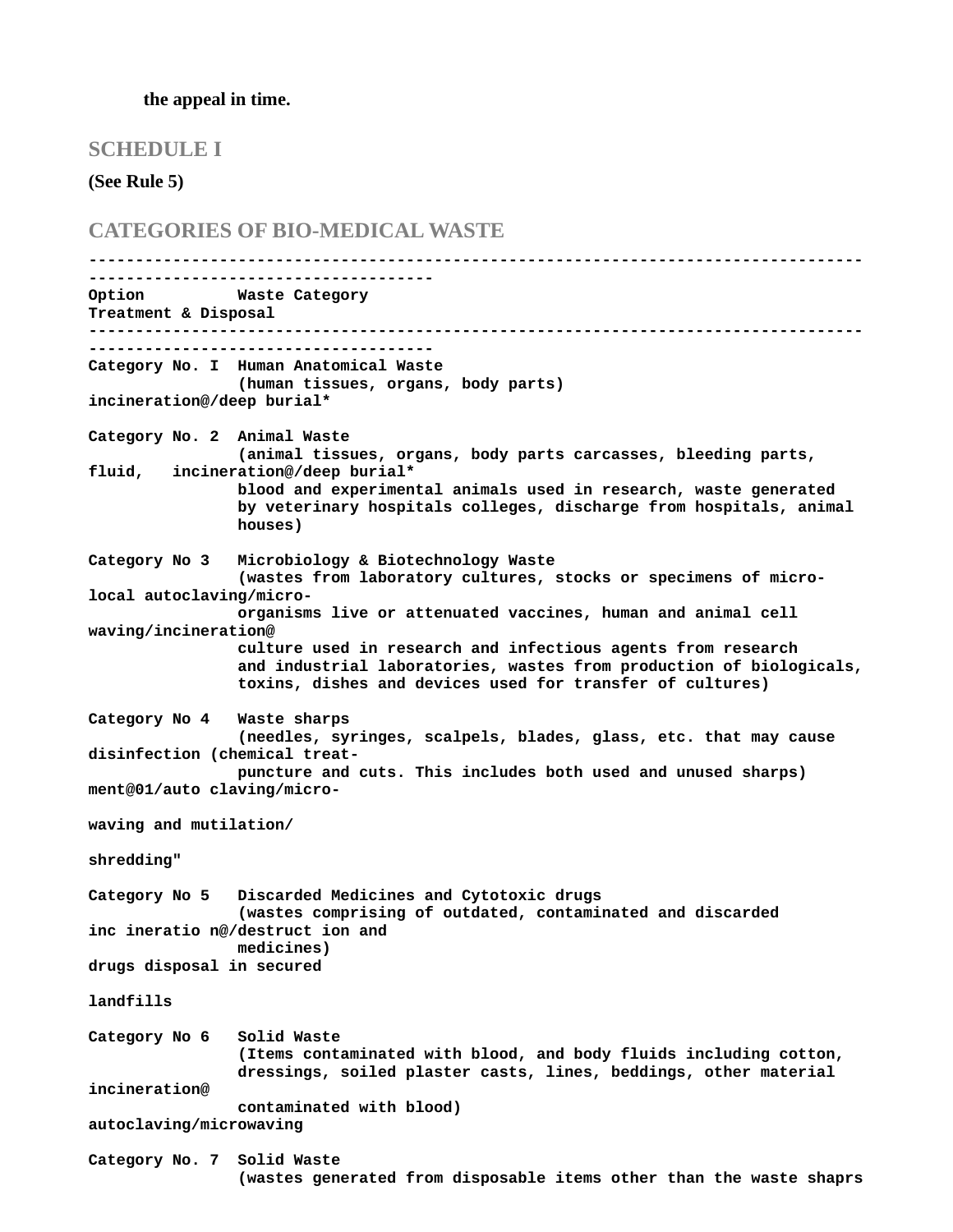**the appeal in time.**

## SCHEDULE I

**(See Rule 5)**

## CATEGORIES OF BIO-MEDICAL WASTE

| Option | Waste Category | Treatment & Disposal |
|---|---|---|
| Category No. I | Human Anatomical Waste (human tissues, organs, body parts) | incineration@/deep burial* |
| Category No. 2 | Animal Waste (animal tissues, organs, body parts carcasses, bleeding parts, fluid, blood and experimental animals used in research, waste generated by veterinary hospitals colleges, discharge from hospitals, animal houses) | incineration@/deep burial* |
| Category No 3 | Microbiology & Biotechnology Waste (wastes from laboratory cultures, stocks or specimens of micro-organisms live or attenuated vaccines, human and animal cell culture used in research and infectious agents from research and industrial laboratories, wastes from production of biologicals, toxins, dishes and devices used for transfer of cultures) | local autoclaving/micro-waving/incineration@ |
| Category No 4 | Waste sharps (needles, syringes, scalpels, blades, glass, etc. that may cause puncture and cuts. This includes both used and unused sharps) | disinfection (chemical treat-ment@01/auto claving/micro-waving and mutilation/shredding" |
| Category No 5 | Discarded Medicines and Cytotoxic drugs (wastes comprising of outdated, contaminated and discarded medicines) | inc ineratio n@/destruct ion and drugs disposal in secured landfills |
| Category No 6 | Solid Waste (Items contaminated with blood, and body fluids including cotton, dressings, soiled plaster casts, lines, beddings, other material contaminated with blood) | incineration@ autoclaving/microwaving |
| Category No. 7 | Solid Waste (wastes generated from disposable items other than the waste shaprs | |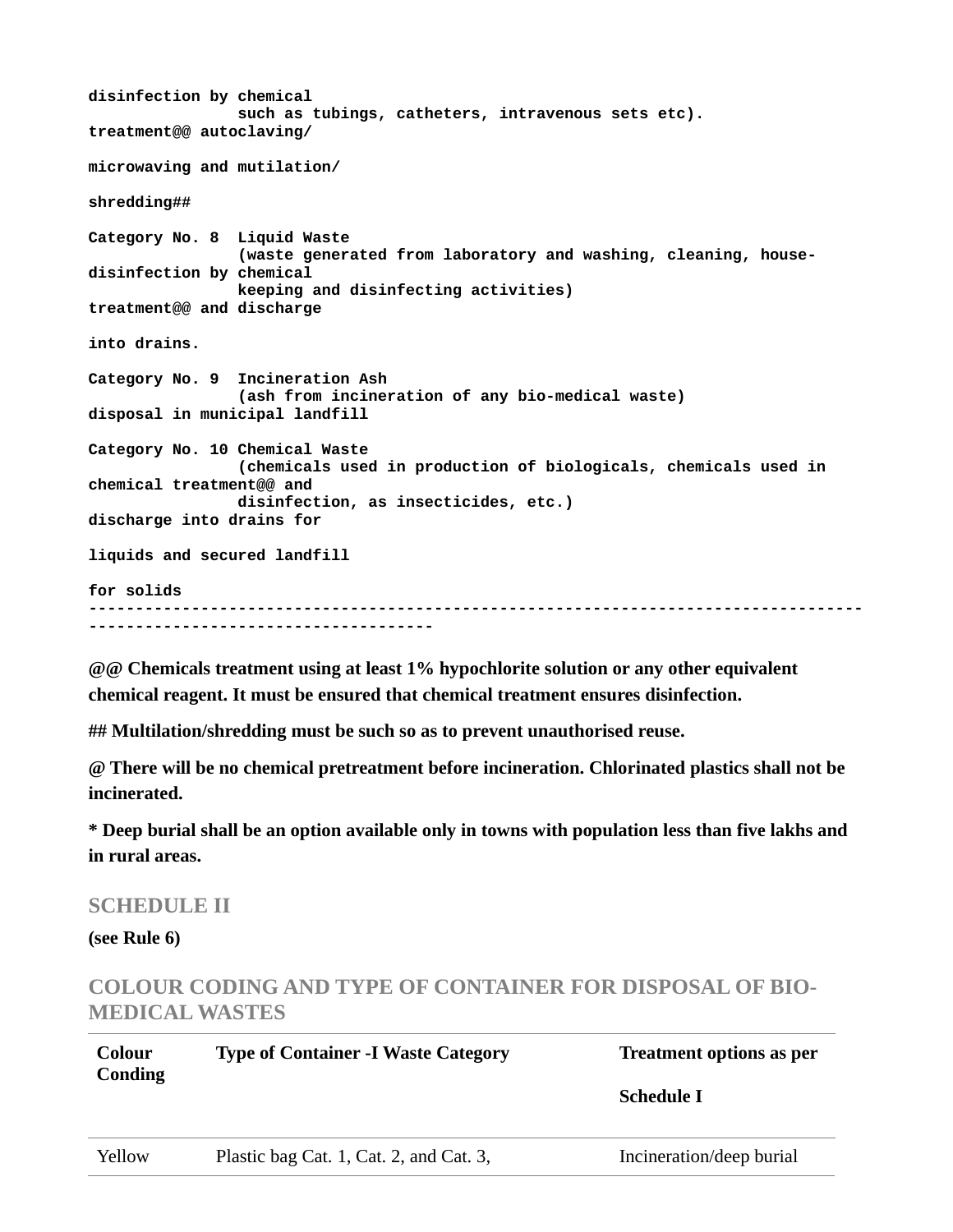```
disinfection by chemical
                such as tubings, catheters, intravenous sets etc).
treatment@@ autoclaving/

microwaving and mutilation/

shredding##

Category No. 8  Liquid Waste
                (waste generated from laboratory and washing, cleaning, house-
disinfection by chemical
                keeping and disinfecting activities)
treatment@@ and discharge

into drains.

Category No. 9  Incineration Ash
                (ash from incineration of any bio-medical waste)
disposal in municipal landfill

Category No. 10 Chemical Waste
                (chemicals used in production of biologicals, chemicals used in
chemical treatment@@ and
                disinfection, as insecticides, etc.)
discharge into drains for

liquids and secured landfill

for solids
-------------------------------------------------------------------------------------
------------------------------------
```

**@@ Chemicals treatment using at least 1% hypochlorite solution or any other equivalent chemical reagent. It must be ensured that chemical treatment ensures disinfection.**

**## Multilation/shredding must be such so as to prevent unauthorised reuse.**

**@ There will be no chemical pretreatment before incineration. Chlorinated plastics shall not be incinerated.**

**\* Deep burial shall be an option available only in towns with population less than five lakhs and in rural areas.**

## SCHEDULE II

**(see Rule 6)**

## COLOUR CODING AND TYPE OF CONTAINER FOR DISPOSAL OF BIO-MEDICAL WASTES

| Colour Conding | Type of Container -I Waste Category | Treatment options as per Schedule I |
|---|---|---|
| Yellow | Plastic bag Cat. 1, Cat. 2, and Cat. 3, | Incineration/deep burial |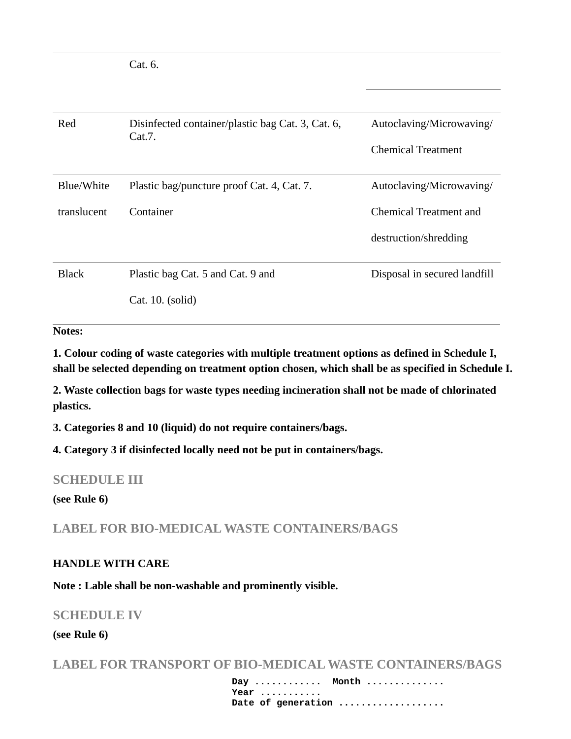| | | |
|---|---|---|
| | Cat. 6. | |
| Red | Disinfected container/plastic bag Cat. 3, Cat. 6, Cat.7. | Autoclaving/Microwaving/ Chemical Treatment |
| Blue/White translucent | Plastic bag/puncture proof Cat. 4, Cat. 7. Container | Autoclaving/Microwaving/ Chemical Treatment and destruction/shredding |
| Black | Plastic bag Cat. 5 and Cat. 9 and Cat. 10. (solid) | Disposal in secured landfill |

**Notes:**

**1. Colour coding of waste categories with multiple treatment options as defined in Schedule I, shall be selected depending on treatment option chosen, which shall be as specified in Schedule I.**

**2. Waste collection bags for waste types needing incineration shall not be made of chlorinated plastics.**

**3. Categories 8 and 10 (liquid) do not require containers/bags.**

**4. Category 3 if disinfected locally need not be put in containers/bags.**

## SCHEDULE III

**(see Rule 6)**

## LABEL FOR BIO-MEDICAL WASTE CONTAINERS/BAGS

**HANDLE WITH CARE**

**Note : Lable shall be non-washable and prominently visible.**

## SCHEDULE IV

**(see Rule 6)**

## LABEL FOR TRANSPORT OF BIO-MEDICAL WASTE CONTAINERS/BAGS

```
Day ............  Month ..............
Year ...........
Date of generation ...................
```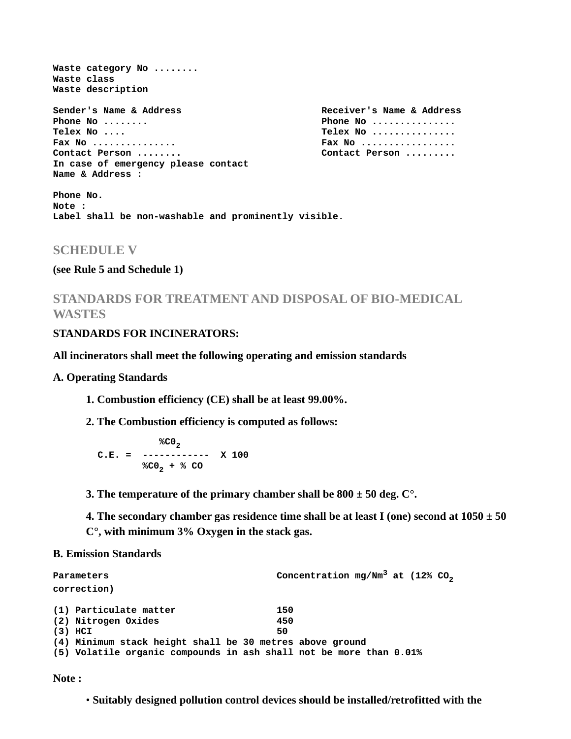**Waste category No ........**
**Waste class**
**Waste description**

| **Sender's Name & Address** | **Receiver's Name & Address** |
|---|---|
| **Phone No ........** | **Phone No ...............** |
| **Telex No ....** | **Telex No ..............** |
| **Fax No ...............** | **Fax No .................** |
| **Contact Person ........** | **Contact Person .........** |

**In case of emergency please contact**
**Name & Address :**

**Phone No.**
**Note :**
**Label shall be non-washable and prominently visible.**

## SCHEDULE V

**(see Rule 5 and Schedule 1)**

## STANDARDS FOR TREATMENT AND DISPOSAL OF BIO-MEDICAL WASTES

**STANDARDS FOR INCINERATORS:**

**All incinerators shall meet the following operating and emission standards**

**A. Operating Standards**

1. **Combustion efficiency (CE) shall be at least 99.00%.**
2. **The Combustion efficiency is computed as follows:**

$$C.E. = \frac{\%CO_2}{\%CO_2 + \% CO} \times 100$$

3. **The temperature of the primary chamber shall be 800 ± 50 deg. C°.**
4. **The secondary chamber gas residence time shall be at least I (one) second at 1050 ± 50 C°, with minimum 3% Oxygen in the stack gas.**

**B. Emission Standards**

| **Parameters** | **Concentration mg/Nm$^3$ at (12% $CO_2$ correction)** |
|---|---|
| **(1) Particulate matter** | **150** |
| **(2) Nitrogen Oxides** | **450** |
| **(3) HCI** | **50** |

**(4) Minimum stack height shall be 30 metres above ground**
**(5) Volatile organic compounds in ash shall not be more than 0.01%**

**Note :**

- **Suitably designed pollution control devices should be installed/retrofitted with the**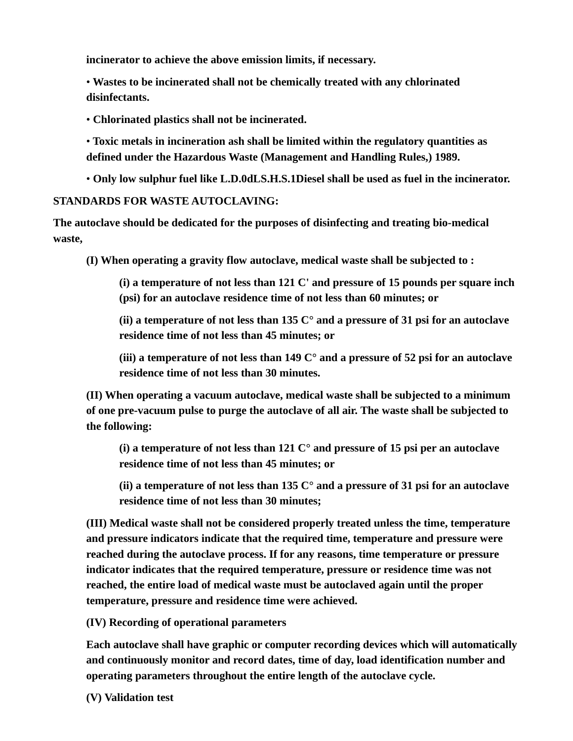**incinerator to achieve the above emission limits, if necessary.**

• **Wastes to be incinerated shall not be chemically treated with any chlorinated disinfectants.**

• **Chlorinated plastics shall not be incinerated.**

• **Toxic metals in incineration ash shall be limited within the regulatory quantities as defined under the Hazardous Waste (Management and Handling Rules,) 1989.**

• **Only low sulphur fuel like L.D.0dLS.H.S.1Diesel shall be used as fuel in the incinerator.**

**STANDARDS FOR WASTE AUTOCLAVING:**

**The autoclave should be dedicated for the purposes of disinfecting and treating bio-medical waste,**

**(I) When operating a gravity flow autoclave, medical waste shall be subjected to :**

**(i) a temperature of not less than 121 C' and pressure of 15 pounds per square inch (psi) for an autoclave residence time of not less than 60 minutes; or**

**(ii) a temperature of not less than 135 C° and a pressure of 31 psi for an autoclave residence time of not less than 45 minutes; or**

**(iii) a temperature of not less than 149 C° and a pressure of 52 psi for an autoclave residence time of not less than 30 minutes.**

**(II) When operating a vacuum autoclave, medical waste shall be subjected to a minimum of one pre-vacuum pulse to purge the autoclave of all air. The waste shall be subjected to the following:**

**(i) a temperature of not less than 121 C° and pressure of 15 psi per an autoclave residence time of not less than 45 minutes; or**

**(ii) a temperature of not less than 135 C° and a pressure of 31 psi for an autoclave residence time of not less than 30 minutes;**

**(III) Medical waste shall not be considered properly treated unless the time, temperature and pressure indicators indicate that the required time, temperature and pressure were reached during the autoclave process. If for any reasons, time temperature or pressure indicator indicates that the required temperature, pressure or residence time was not reached, the entire load of medical waste must be autoclaved again until the proper temperature, pressure and residence time were achieved.**

**(IV) Recording of operational parameters**

**Each autoclave shall have graphic or computer recording devices which will automatically and continuously monitor and record dates, time of day, load identification number and operating parameters throughout the entire length of the autoclave cycle.**

**(V) Validation test**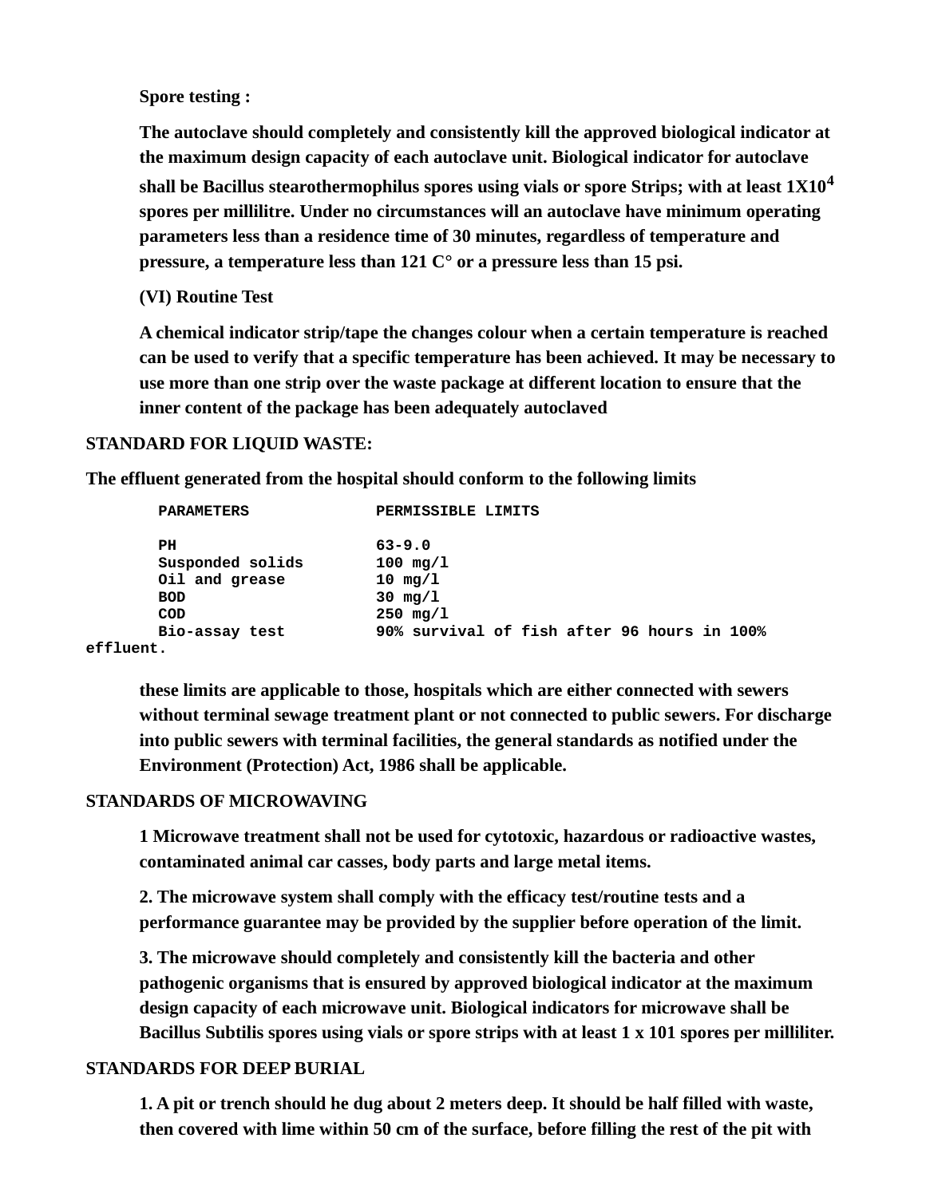**Spore testing :**

**The autoclave should completely and consistently kill the approved biological indicator at the maximum design capacity of each autoclave unit. Biological indicator for autoclave shall be Bacillus stearothermophilus spores using vials or spore Strips; with at least 1X$10^4$ spores per millilitre. Under no circumstances will an autoclave have minimum operating parameters less than a residence time of 30 minutes, regardless of temperature and pressure, a temperature less than 121 C° or a pressure less than 15 psi.**

**(VI) Routine Test**

**A chemical indicator strip/tape the changes colour when a certain temperature is reached can be used to verify that a specific temperature has been achieved. It may be necessary to use more than one strip over the waste package at different location to ensure that the inner content of the package has been adequately autoclaved**

**STANDARD FOR LIQUID WASTE:**

**The effluent generated from the hospital should conform to the following limits**

| PARAMETERS | PERMISSIBLE LIMITS |
|---|---|
| PH | 63-9.0 |
| Susponded solids | 100 mg/l |
| Oil and grease | 10 mg/l |
| BOD | 30 mg/l |
| COD | 250 mg/l |
| Bio-assay test | 90% survival of fish after 96 hours in 100% effluent. |

**these limits are applicable to those, hospitals which are either connected with sewers without terminal sewage treatment plant or not connected to public sewers. For discharge into public sewers with terminal facilities, the general standards as notified under the Environment (Protection) Act, 1986 shall be applicable.**

**STANDARDS OF MICROWAVING**

**1 Microwave treatment shall not be used for cytotoxic, hazardous or radioactive wastes, contaminated animal car casses, body parts and large metal items.**

**2. The microwave system shall comply with the efficacy test/routine tests and a performance guarantee may be provided by the supplier before operation of the limit.**

**3. The microwave should completely and consistently kill the bacteria and other pathogenic organisms that is ensured by approved biological indicator at the maximum design capacity of each microwave unit. Biological indicators for microwave shall be Bacillus Subtilis spores using vials or spore strips with at least 1 x 101 spores per milliliter.**

**STANDARDS FOR DEEP BURIAL**

**1. A pit or trench should he dug about 2 meters deep. It should be half filled with waste, then covered with lime within 50 cm of the surface, before filling the rest of the pit with**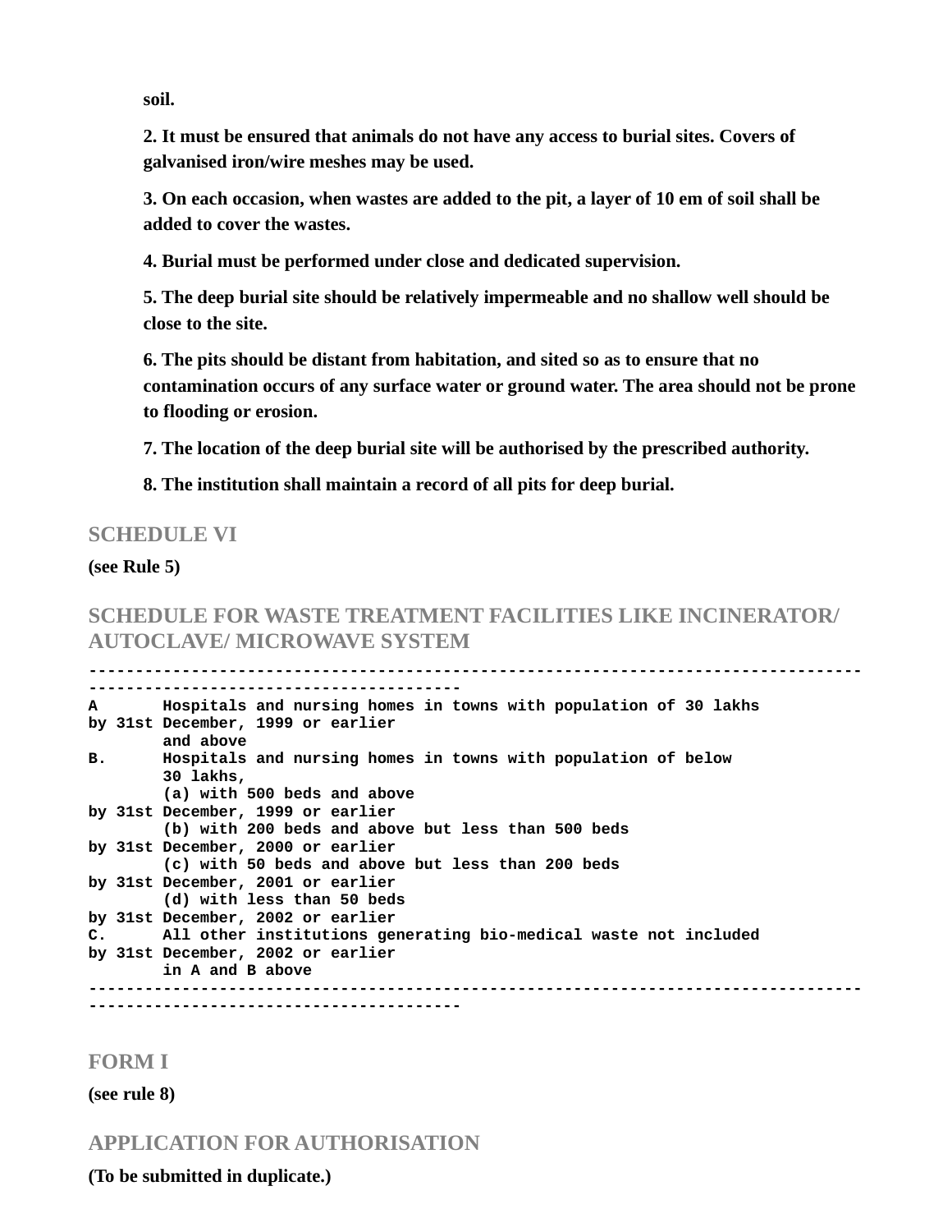**soil.**

**2. It must be ensured that animals do not have any access to burial sites. Covers of galvanised iron/wire meshes may be used.**

**3. On each occasion, when wastes are added to the pit, a layer of 10 em of soil shall be added to cover the wastes.**

**4. Burial must be performed under close and dedicated supervision.**

**5. The deep burial site should be relatively impermeable and no shallow well should be close to the site.**

**6. The pits should be distant from habitation, and sited so as to ensure that no contamination occurs of any surface water or ground water. The area should not be prone to flooding or erosion.**

**7. The location of the deep burial site will be authorised by the prescribed authority.**

**8. The institution shall maintain a record of all pits for deep burial.**

## SCHEDULE VI

**(see Rule 5)**

## SCHEDULE FOR WASTE TREATMENT FACILITIES LIKE INCINERATOR/ AUTOCLAVE/ MICROWAVE SYSTEM

```
----------------------------------------------------------------------------------------------------------------------------
A       Hospitals and nursing homes in towns with population of 30 lakhs
by 31st December, 1999 or earlier
        and above
B.      Hospitals and nursing homes in towns with population of below
        30 lakhs,
        (a) with 500 beds and above
by 31st December, 1999 or earlier
        (b) with 200 beds and above but less than 500 beds
by 31st December, 2000 or earlier
        (c) with 50 beds and above but less than 200 beds
by 31st December, 2001 or earlier
        (d) with less than 50 beds
by 31st December, 2002 or earlier
C.      All other institutions generating bio-medical waste not included
by 31st December, 2002 or earlier
        in A and B above
----------------------------------------------------------------------------------------------------------------------------
```

## FORM I

**(see rule 8)**

## APPLICATION FOR AUTHORISATION

**(To be submitted in duplicate.)**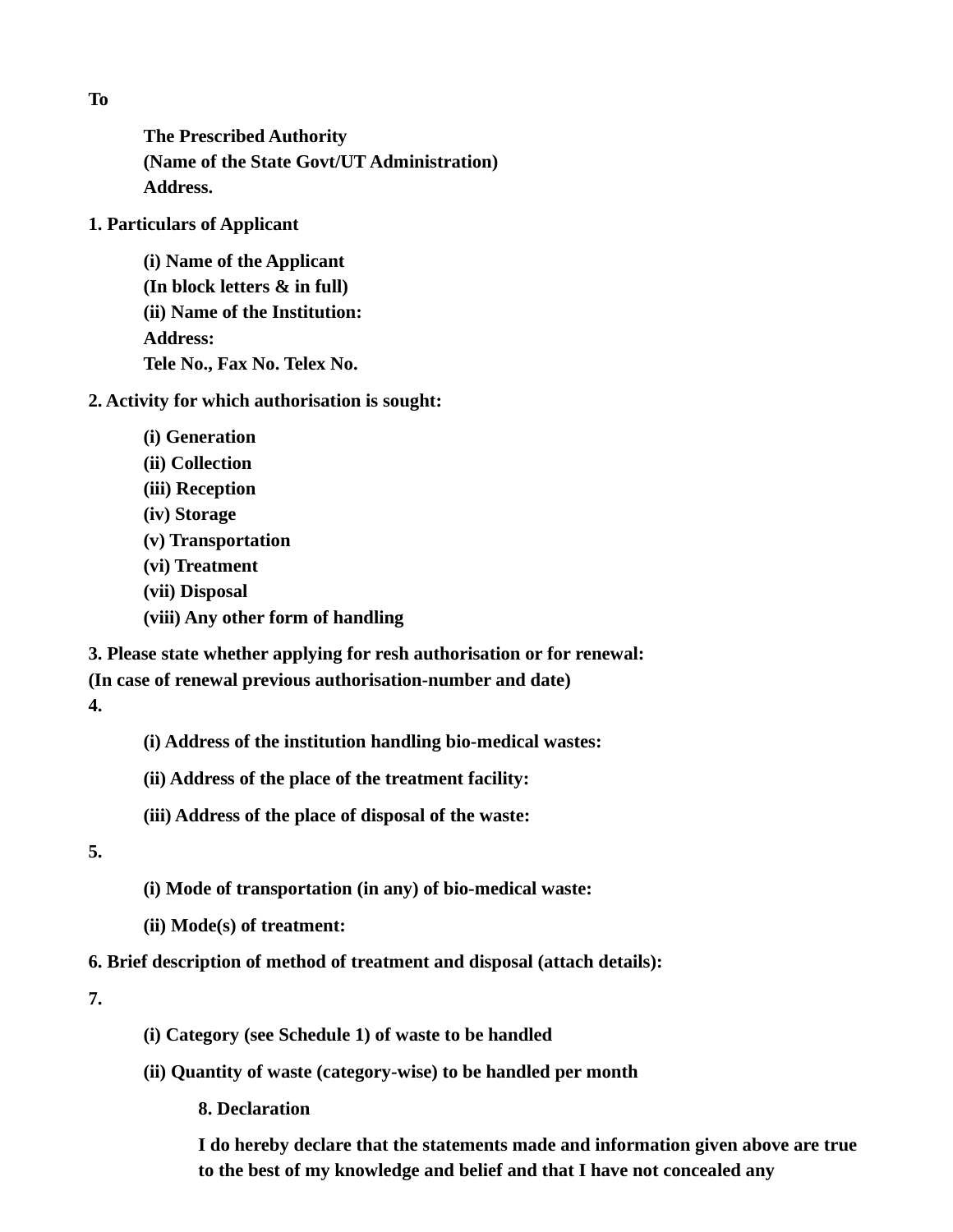**To**

**The Prescribed Authority**
**(Name of the State Govt/UT Administration)**
**Address.**

**1. Particulars of Applicant**

**(i) Name of the Applicant**
**(In block letters & in full)**
**(ii) Name of the Institution:**
**Address:**
**Tele No., Fax No. Telex No.**

**2. Activity for which authorisation is sought:**

**(i) Generation**
**(ii) Collection**
**(iii) Reception**
**(iv) Storage**
**(v) Transportation**
**(vi) Treatment**
**(vii) Disposal**
**(viii) Any other form of handling**

**3. Please state whether applying for resh authorisation or for renewal:**
**(In case of renewal previous authorisation-number and date)**

**4.**

**(i) Address of the institution handling bio-medical wastes:**

**(ii) Address of the place of the treatment facility:**

**(iii) Address of the place of disposal of the waste:**

**5.**

**(i) Mode of transportation (in any) of bio-medical waste:**

**(ii) Mode(s) of treatment:**

**6. Brief description of method of treatment and disposal (attach details):**

**7.**

**(i) Category (see Schedule 1) of waste to be handled**

**(ii) Quantity of waste (category-wise) to be handled per month**

**8. Declaration**

**I do hereby declare that the statements made and information given above are true to the best of my knowledge and belief and that I have not concealed any**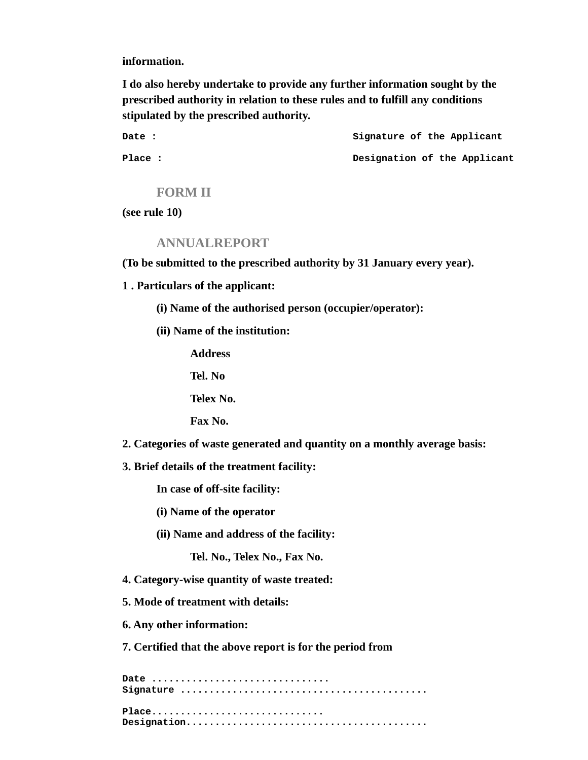**information.**

**I do also hereby undertake to provide any further information sought by the prescribed authority in relation to these rules and to fulfill any conditions stipulated by the prescribed authority.**

**Date :** **Signature of the Applicant**

**Place :** **Designation of the Applicant**

## FORM II

**(see rule 10)**

## ANNUALREPORT

**(To be submitted to the prescribed authority by 31 January every year).**

**1 . Particulars of the applicant:**

**(i) Name of the authorised person (occupier/operator):**

**(ii) Name of the institution:**

**Address**

**Tel. No**

**Telex No.**

**Fax No.**

**2. Categories of waste generated and quantity on a monthly average basis:**

**3. Brief details of the treatment facility:**

**In case of off-site facility:**

**(i) Name of the operator**

**(ii) Name and address of the facility:**

**Tel. No., Telex No., Fax No.**

**4. Category-wise quantity of waste treated:**

**5. Mode of treatment with details:**

**6. Any other information:**

**7. Certified that the above report is for the period from**

**Date ................................ Signature ..........................................**

**Place.............................. Designation..........................................**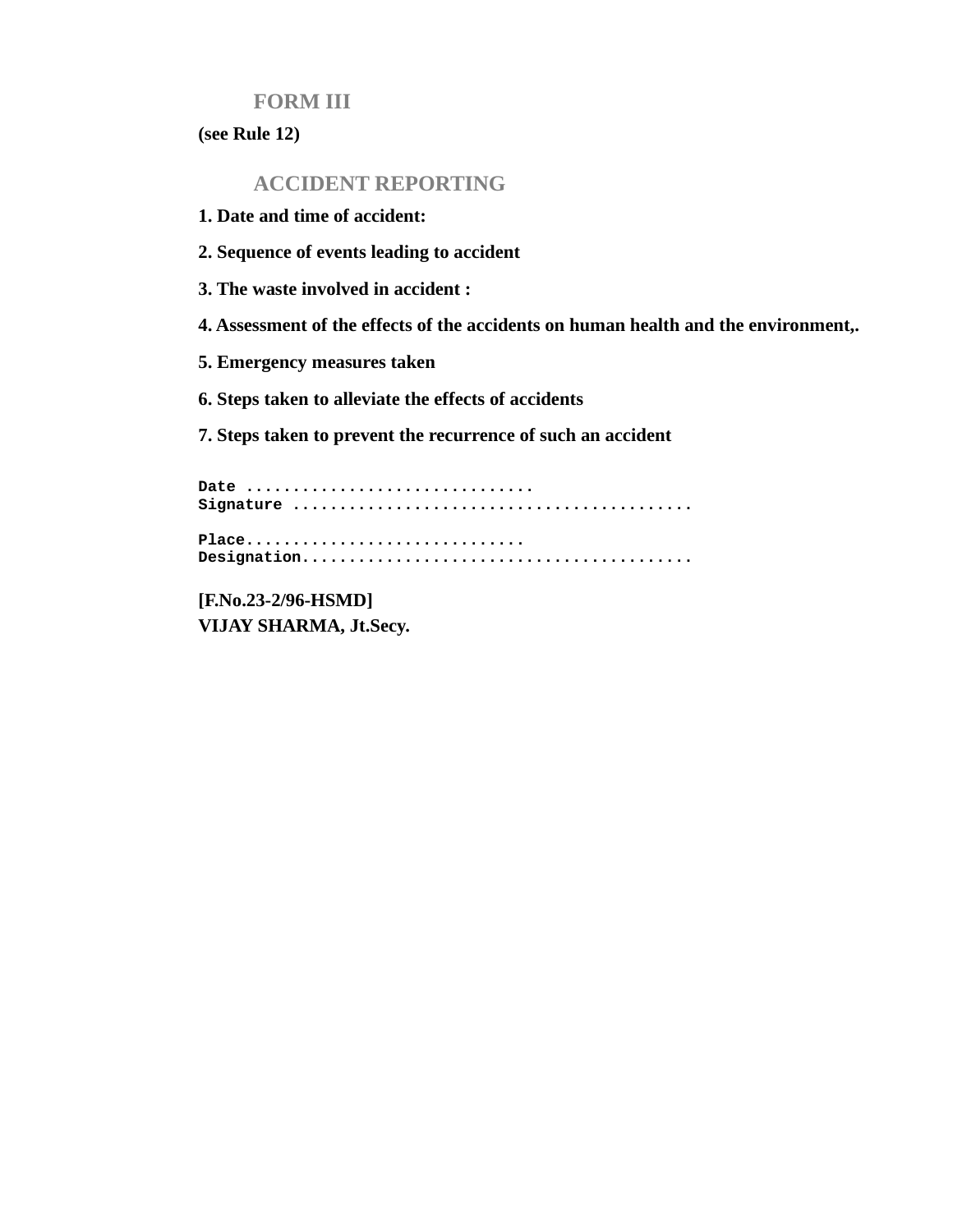## FORM III

**(see Rule 12)**

## ACCIDENT REPORTING

**1. Date and time of accident:**

**2. Sequence of events leading to accident**

**3. The waste involved in accident :**

**4. Assessment of the effects of the accidents on human health and the environment,.**

**5. Emergency measures taken**

**6. Steps taken to alleviate the effects of accidents**

**7. Steps taken to prevent the recurrence of such an accident**

```
Date ...............................
Signature ...........................................

Place..............................
Designation..........................................
```

**[F.No.23-2/96-HSMD]**

**VIJAY SHARMA, Jt.Secy.**